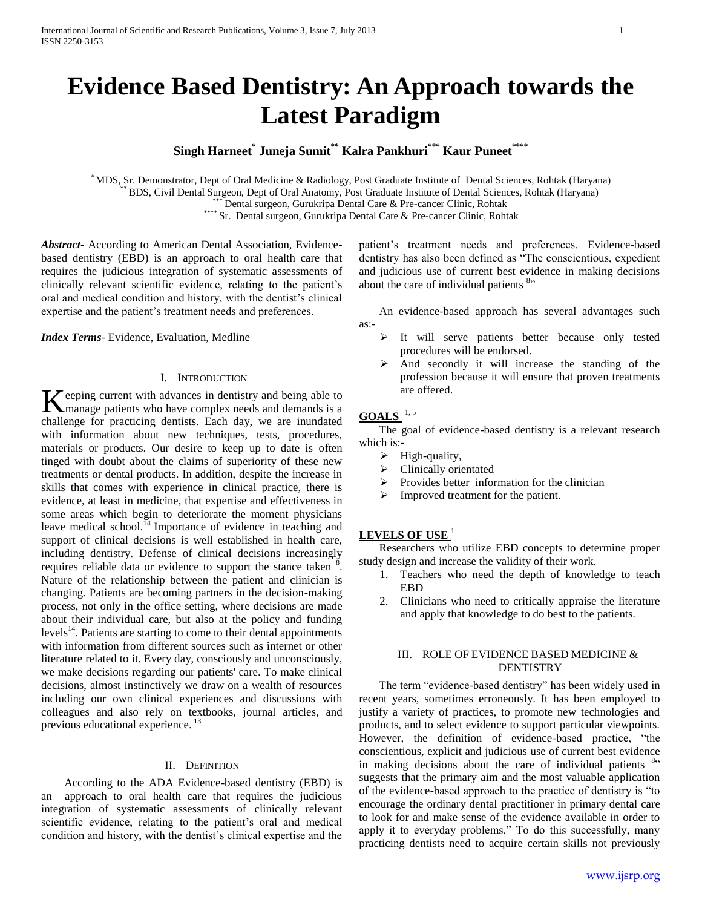# Evidence Based Dentistry: An Approach towards the Latest Paradigm

**Singh Harneet[*] Juneja Sumit[**] Kalra Pankhuri[***] Kaur Puneet[****]**

[*] MDS, Sr. Demonstrator, Dept of Oral Medicine & Radiology, Post Graduate Institute of Dental Sciences, Rohtak (Haryana)
[**] BDS, Civil Dental Surgeon, Dept of Oral Anatomy, Post Graduate Institute of Dental Sciences, Rohtak (Haryana)
[***] Dental surgeon, Gurukripa Dental Care & Pre-cancer Clinic, Rohtak
[****] Sr. Dental surgeon, Gurukripa Dental Care & Pre-cancer Clinic, Rohtak

***Abstract***- According to American Dental Association, Evidence-based dentistry (EBD) is an approach to oral health care that requires the judicious integration of systematic assessments of clinically relevant scientific evidence, relating to the patient's oral and medical condition and history, with the dentist's clinical expertise and the patient's treatment needs and preferences.

***Index Terms***- Evidence, Evaluation, Medline

## I. Introduction

Keeping current with advances in dentistry and being able to manage patients who have complex needs and demands is a challenge for practicing dentists. Each day, we are inundated with information about new techniques, tests, procedures, materials or products. Our desire to keep up to date is often tinged with doubt about the claims of superiority of these new treatments or dental products. In addition, despite the increase in skills that comes with experience in clinical practice, there is evidence, at least in medicine, that expertise and effectiveness in some areas which begin to deteriorate the moment physicians leave medical school.[14] Importance of evidence in teaching and support of clinical decisions is well established in health care, including dentistry. Defense of clinical decisions increasingly requires reliable data or evidence to support the stance taken [8]. Nature of the relationship between the patient and clinician is changing. Patients are becoming partners in the decision-making process, not only in the office setting, where decisions are made about their individual care, but also at the policy and funding levels[14]. Patients are starting to come to their dental appointments with information from different sources such as internet or other literature related to it. Every day, consciously and unconsciously, we make decisions regarding our patients' care. To make clinical decisions, almost instinctively we draw on a wealth of resources including our own clinical experiences and discussions with colleagues and also rely on textbooks, journal articles, and previous educational experience. [13]

## II. Definition

According to the ADA Evidence-based dentistry (EBD) is an approach to oral health care that requires the judicious integration of systematic assessments of clinically relevant scientific evidence, relating to the patient's oral and medical condition and history, with the dentist's clinical expertise and the patient's treatment needs and preferences. Evidence-based dentistry has also been defined as "The conscientious, expedient and judicious use of current best evidence in making decisions about the care of individual patients [8]"

An evidence-based approach has several advantages such as:-

- It will serve patients better because only tested procedures will be endorsed.
- And secondly it will increase the standing of the profession because it will ensure that proven treatments are offered.

**GOALS** [1, 5]

The goal of evidence-based dentistry is a relevant research which is:-

- High-quality,
- Clinically orientated
- Provides better information for the clinician
- Improved treatment for the patient.

**LEVELS OF USE** [1]

Researchers who utilize EBD concepts to determine proper study design and increase the validity of their work.

1. Teachers who need the depth of knowledge to teach EBD
2. Clinicians who need to critically appraise the literature and apply that knowledge to do best to the patients.

## III. Role of Evidence Based Medicine & Dentistry

The term "evidence-based dentistry" has been widely used in recent years, sometimes erroneously. It has been employed to justify a variety of practices, to promote new technologies and products, and to select evidence to support particular viewpoints. However, the definition of evidence-based practice, "the conscientious, explicit and judicious use of current best evidence in making decisions about the care of individual patients [8]" suggests that the primary aim and the most valuable application of the evidence-based approach to the practice of dentistry is "to encourage the ordinary dental practitioner in primary dental care to look for and make sense of the evidence available in order to apply it to everyday problems." To do this successfully, many practicing dentists need to acquire certain skills not previously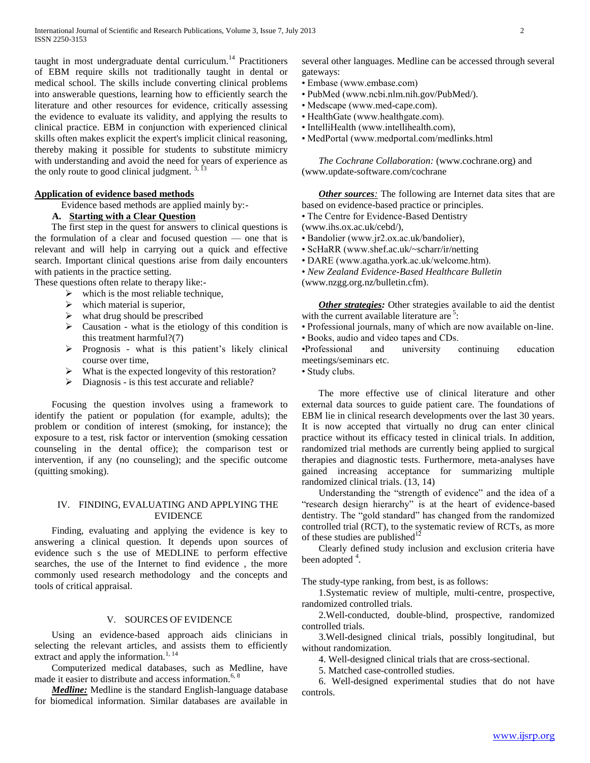taught in most undergraduate dental curriculum.[14] Practitioners of EBM require skills not traditionally taught in dental or medical school. The skills include converting clinical problems into answerable questions, learning how to efficiently search the literature and other resources for evidence, critically assessing the evidence to evaluate its validity, and applying the results to clinical practice. EBM in conjunction with experienced clinical skills often makes explicit the expert's implicit clinical reasoning, thereby making it possible for students to substitute mimicry with understanding and avoid the need for years of experience as the only route to good clinical judgment. [3, 13]

**Application of evidence based methods**

Evidence based methods are applied mainly by:-

**A. Starting with a Clear Question**

The first step in the quest for answers to clinical questions is the formulation of a clear and focused question — one that is relevant and will help in carrying out a quick and effective search. Important clinical questions arise from daily encounters with patients in the practice setting.

These questions often relate to therapy like:-

- which is the most reliable technique,
- which material is superior,
- what drug should be prescribed
- Causation - what is the etiology of this condition is this treatment harmful?(7)
- Prognosis - what is this patient's likely clinical course over time,
- What is the expected longevity of this restoration?
- Diagnosis - is this test accurate and reliable?

Focusing the question involves using a framework to identify the patient or population (for example, adults); the problem or condition of interest (smoking, for instance); the exposure to a test, risk factor or intervention (smoking cessation counseling in the dental office); the comparison test or intervention, if any (no counseling); and the specific outcome (quitting smoking).

## IV. FINDING, EVALUATING AND APPLYING THE EVIDENCE

Finding, evaluating and applying the evidence is key to answering a clinical question. It depends upon sources of evidence such s the use of MEDLINE to perform effective searches, the use of the Internet to find evidence , the more commonly used research methodology and the concepts and tools of critical appraisal.

## V. SOURCES OF EVIDENCE

Using an evidence-based approach aids clinicians in selecting the relevant articles, and assists them to efficiently extract and apply the information.[1, 14]

Computerized medical databases, such as Medline, have made it easier to distribute and access information.[6, 8]

***Medline:*** Medline is the standard English-language database for biomedical information. Similar databases are available in several other languages. Medline can be accessed through several gateways:

- Embase (www.embase.com)
- PubMed (www.ncbi.nlm.nih.gov/PubMed/).
- Medscape (www.med-cape.com).
- HealthGate (www.healthgate.com).
- IntelliHealth (www.intellihealth.com),
- MedPortal (www.medportal.com/medlinks.html

*The Cochrane Collaboration:* (www.cochrane.org) and (www.update-software.com/cochrane

***Other sources:*** The following are Internet data sites that are based on evidence-based practice or principles.

- The Centre for Evidence-Based Dentistry (www.ihs.ox.ac.uk/cebd/),
- Bandolier (www.jr2.ox.ac.uk/bandolier),
- ScHaRR (www.shef.ac.uk/~scharr/ir/netting
- DARE (www.agatha.york.ac.uk/welcome.htm).
- *New Zealand Evidence-Based Healthcare Bulletin* (www.nzgg.org.nz/bulletin.cfm).

***Other strategies:*** Other strategies available to aid the dentist with the current available literature are [5]:

- Professional journals, many of which are now available on-line.
- Books, audio and video tapes and CDs.
- Professional and university continuing education meetings/seminars etc.
- Study clubs.

The more effective use of clinical literature and other external data sources to guide patient care. The foundations of EBM lie in clinical research developments over the last 30 years. It is now accepted that virtually no drug can enter clinical practice without its efficacy tested in clinical trials. In addition, randomized trial methods are currently being applied to surgical therapies and diagnostic tests. Furthermore, meta-analyses have gained increasing acceptance for summarizing multiple randomized clinical trials. (13, 14)

Understanding the "strength of evidence" and the idea of a "research design hierarchy" is at the heart of evidence-based dentistry. The "gold standard" has changed from the randomized controlled trial (RCT), to the systematic review of RCTs, as more of these studies are published[12]

Clearly defined study inclusion and exclusion criteria have been adopted [4].

The study-type ranking, from best, is as follows:

1. Systematic review of multiple, multi-centre, prospective, randomized controlled trials.
2. Well-conducted, double-blind, prospective, randomized controlled trials.
3. Well-designed clinical trials, possibly longitudinal, but without randomization.
4. Well-designed clinical trials that are cross-sectional.
5. Matched case-controlled studies.
6. Well-designed experimental studies that do not have controls.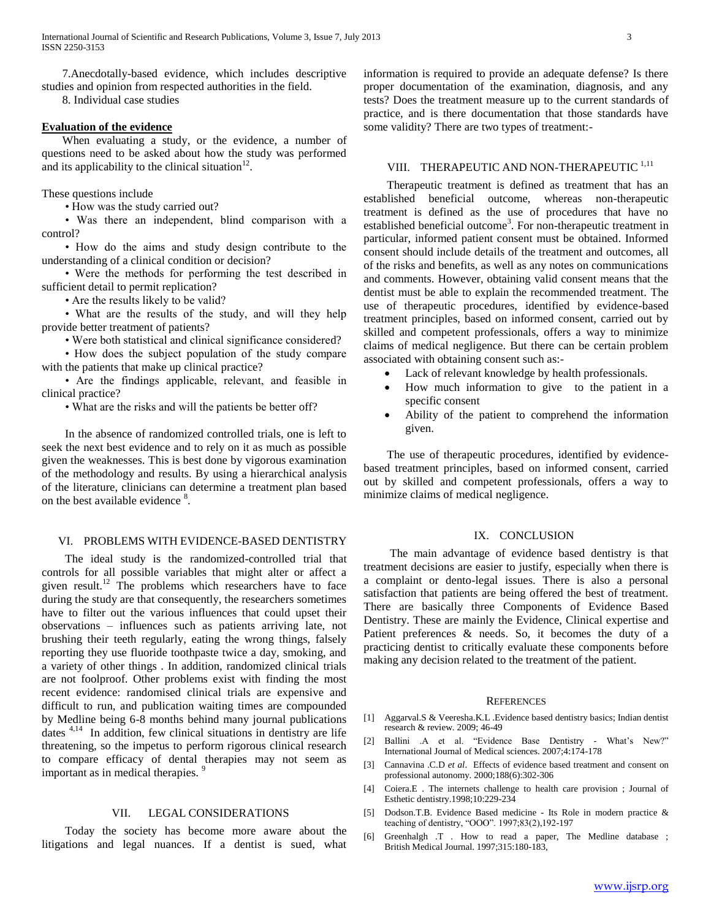7.Anecdotally-based evidence, which includes descriptive studies and opinion from respected authorities in the field.

8. Individual case studies

**Evaluation of the evidence**

When evaluating a study, or the evidence, a number of questions need to be asked about how the study was performed and its applicability to the clinical situation[12].

These questions include

• How was the study carried out?

• Was there an independent, blind comparison with a control?

• How do the aims and study design contribute to the understanding of a clinical condition or decision?

• Were the methods for performing the test described in sufficient detail to permit replication?

• Are the results likely to be valid?

• What are the results of the study, and will they help provide better treatment of patients?

• Were both statistical and clinical significance considered?

• How does the subject population of the study compare with the patients that make up clinical practice?

• Are the findings applicable, relevant, and feasible in clinical practice?

• What are the risks and will the patients be better off?

In the absence of randomized controlled trials, one is left to seek the next best evidence and to rely on it as much as possible given the weaknesses. This is best done by vigorous examination of the methodology and results. By using a hierarchical analysis of the literature, clinicians can determine a treatment plan based on the best available evidence [8].

## VI. Problems with Evidence-Based Dentistry

The ideal study is the randomized-controlled trial that controls for all possible variables that might alter or affect a given result.[12] The problems which researchers have to face during the study are that consequently, the researchers sometimes have to filter out the various influences that could upset their observations – influences such as patients arriving late, not brushing their teeth regularly, eating the wrong things, falsely reporting they use fluoride toothpaste twice a day, smoking, and a variety of other things . In addition, randomized clinical trials are not foolproof. Other problems exist with finding the most recent evidence: randomised clinical trials are expensive and difficult to run, and publication waiting times are compounded by Medline being 6-8 months behind many journal publications dates [4,14] In addition, few clinical situations in dentistry are life threatening, so the impetus to perform rigorous clinical research to compare efficacy of dental therapies may not seem as important as in medical therapies. [9]

## VII. Legal Considerations

Today the society has become more aware about the litigations and legal nuances. If a dentist is sued, what information is required to provide an adequate defense? Is there proper documentation of the examination, diagnosis, and any tests? Does the treatment measure up to the current standards of practice, and is there documentation that those standards have some validity? There are two types of treatment:-

## VIII. Therapeutic and Non-Therapeutic [1,11]

Therapeutic treatment is defined as treatment that has an established beneficial outcome, whereas non-therapeutic treatment is defined as the use of procedures that have no established beneficial outcome[3]. For non-therapeutic treatment in particular, informed patient consent must be obtained. Informed consent should include details of the treatment and outcomes, all of the risks and benefits, as well as any notes on communications and comments. However, obtaining valid consent means that the dentist must be able to explain the recommended treatment. The use of therapeutic procedures, identified by evidence-based treatment principles, based on informed consent, carried out by skilled and competent professionals, offers a way to minimize claims of medical negligence. But there can be certain problem associated with obtaining consent such as:-

- Lack of relevant knowledge by health professionals.
- How much information to give to the patient in a specific consent
- Ability of the patient to comprehend the information given.

The use of therapeutic procedures, identified by evidence-based treatment principles, based on informed consent, carried out by skilled and competent professionals, offers a way to minimize claims of medical negligence.

## IX. Conclusion

The main advantage of evidence based dentistry is that treatment decisions are easier to justify, especially when there is a complaint or dento-legal issues. There is also a personal satisfaction that patients are being offered the best of treatment. There are basically three Components of Evidence Based Dentistry. These are mainly the Evidence, Clinical expertise and Patient preferences & needs. So, it becomes the duty of a practicing dentist to critically evaluate these components before making any decision related to the treatment of the patient.

## References

[1] Aggarval.S & Veeresha.K.L .Evidence based dentistry basics; Indian dentist research & review. 2009; 46-49

[2] Ballini .A et al. "Evidence Base Dentistry - What's New?" International Journal of Medical sciences. 2007;4:174-178

[3] Cannavina .C.D *et al*. Effects of evidence based treatment and consent on professional autonomy. 2000;188(6):302-306

[4] Coiera.E . The internets challenge to health care provision ; Journal of Esthetic dentistry.1998;10:229-234

[5] Dodson.T.B. Evidence Based medicine - Its Role in modern practice & teaching of dentistry, "OOO". 1997;83(2),192-197

[6] Greenhalgh .T . How to read a paper, The Medline database ; British Medical Journal. 1997;315:180-183,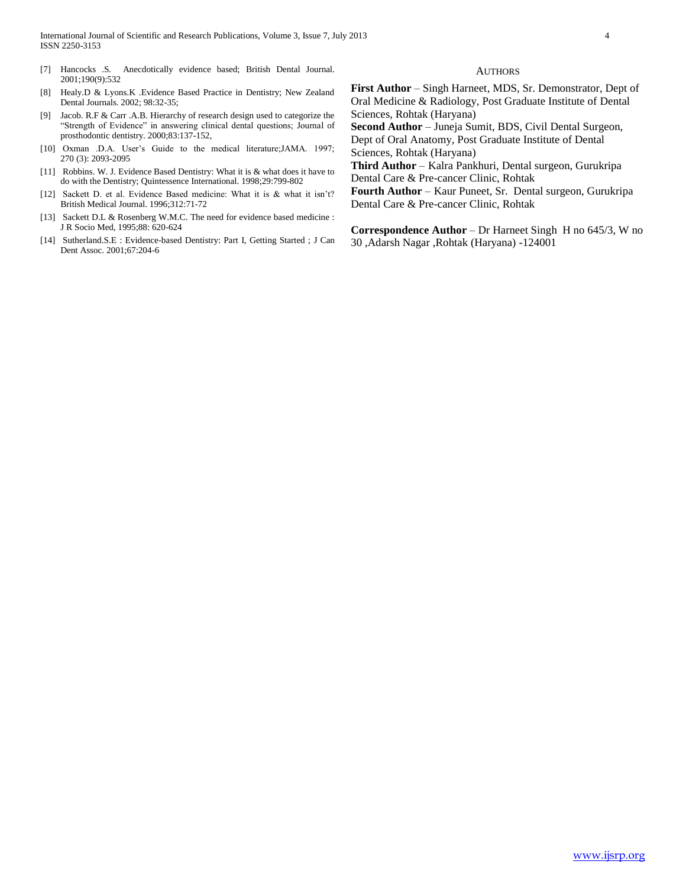[7] Hancocks .S. Anecdotically evidence based; British Dental Journal. 2001;190(9):532

[8] Healy.D & Lyons.K .Evidence Based Practice in Dentistry; New Zealand Dental Journals. 2002; 98:32-35;

[9] Jacob. R.F & Carr .A.B. Hierarchy of research design used to categorize the "Strength of Evidence" in answering clinical dental questions; Journal of prosthodontic dentistry. 2000;83:137-152,

[10] Oxman .D.A. User's Guide to the medical literature;JAMA. 1997; 270 (3): 2093-2095

[11] Robbins. W. J. Evidence Based Dentistry: What it is & what does it have to do with the Dentistry; Quintessence International. 1998;29:799-802

[12] Sackett D. et al. Evidence Based medicine: What it is & what it isn't? British Medical Journal. 1996;312:71-72

[13] Sackett D.L & Rosenberg W.M.C. The need for evidence based medicine : J R Socio Med, 1995;88: 620-624

[14] Sutherland.S.E : Evidence-based Dentistry: Part I, Getting Started ; J Can Dent Assoc. 2001;67:204-6

## AUTHORS

**First Author** – Singh Harneet, MDS, Sr. Demonstrator, Dept of Oral Medicine & Radiology, Post Graduate Institute of Dental Sciences, Rohtak (Haryana)

**Second Author** – Juneja Sumit, BDS, Civil Dental Surgeon, Dept of Oral Anatomy, Post Graduate Institute of Dental Sciences, Rohtak (Haryana)

**Third Author** – Kalra Pankhuri, Dental surgeon, Gurukripa Dental Care & Pre-cancer Clinic, Rohtak

**Fourth Author** – Kaur Puneet, Sr. Dental surgeon, Gurukripa Dental Care & Pre-cancer Clinic, Rohtak

**Correspondence Author** – Dr Harneet Singh H no 645/3, W no 30 ,Adarsh Nagar ,Rohtak (Haryana) -124001